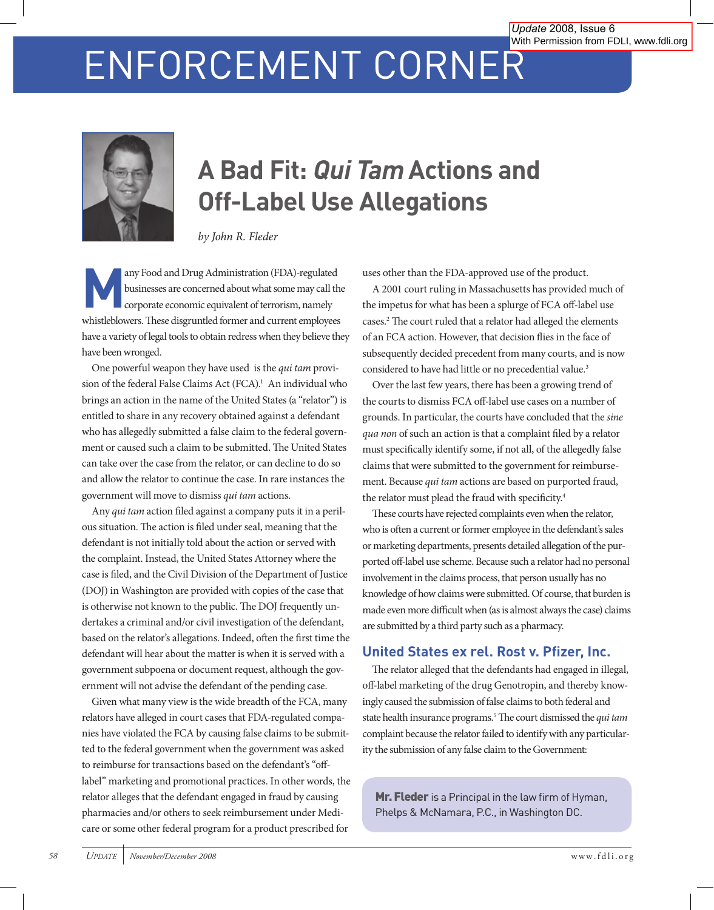Update 2008, Issue 6
With Permission from FDLI, www.fdli.org

# ENFORCEMENT CORNER

## A Bad Fit: *Qui Tam* Actions and Off-Label Use Allegations

*by John R. Fleder*

Many Food and Drug Administration (FDA)-regulated businesses are concerned about what some may call the corporate economic equivalent of terrorism, namely whistleblowers. These disgruntled former and current employees have a variety of legal tools to obtain redress when they believe they have been wronged.

One powerful weapon they have used is the *qui tam* provision of the federal False Claims Act (FCA).[1] An individual who brings an action in the name of the United States (a "relator") is entitled to share in any recovery obtained against a defendant who has allegedly submitted a false claim to the federal government or caused such a claim to be submitted. The United States can take over the case from the relator, or can decline to do so and allow the relator to continue the case. In rare instances the government will move to dismiss *qui tam* actions.

Any *qui tam* action filed against a company puts it in a perilous situation. The action is filed under seal, meaning that the defendant is not initially told about the action or served with the complaint. Instead, the United States Attorney where the case is filed, and the Civil Division of the Department of Justice (DOJ) in Washington are provided with copies of the case that is otherwise not known to the public. The DOJ frequently undertakes a criminal and/or civil investigation of the defendant, based on the relator's allegations. Indeed, often the first time the defendant will hear about the matter is when it is served with a government subpoena or document request, although the government will not advise the defendant of the pending case.

Given what many view is the wide breadth of the FCA, many relators have alleged in court cases that FDA-regulated companies have violated the FCA by causing false claims to be submitted to the federal government when the government was asked to reimburse for transactions based on the defendant's "off-label" marketing and promotional practices. In other words, the relator alleges that the defendant engaged in fraud by causing pharmacies and/or others to seek reimbursement under Medicare or some other federal program for a product prescribed for uses other than the FDA-approved use of the product.

A 2001 court ruling in Massachusetts has provided much of the impetus for what has been a splurge of FCA off-label use cases.[2] The court ruled that a relator had alleged the elements of an FCA action. However, that decision flies in the face of subsequently decided precedent from many courts, and is now considered to have had little or no precedential value.[3]

Over the last few years, there has been a growing trend of the courts to dismiss FCA off-label use cases on a number of grounds. In particular, the courts have concluded that the *sine qua non* of such an action is that a complaint filed by a relator must specifically identify some, if not all, of the allegedly false claims that were submitted to the government for reimbursement. Because *qui tam* actions are based on purported fraud, the relator must plead the fraud with specificity.[4]

These courts have rejected complaints even when the relator, who is often a current or former employee in the defendant's sales or marketing departments, presents detailed allegation of the purported off-label use scheme. Because such a relator had no personal involvement in the claims process, that person usually has no knowledge of how claims were submitted. Of course, that burden is made even more difficult when (as is almost always the case) claims are submitted by a third party such as a pharmacy.

### United States ex rel. Rost v. Pfizer, Inc.

The relator alleged that the defendants had engaged in illegal, off-label marketing of the drug Genotropin, and thereby knowingly caused the submission of false claims to both federal and state health insurance programs.[5] The court dismissed the *qui tam* complaint because the relator failed to identify with any particularity the submission of any false claim to the Government:

**Mr. Fleder** is a Principal in the law firm of Hyman, Phelps & McNamara, P.C., in Washington DC.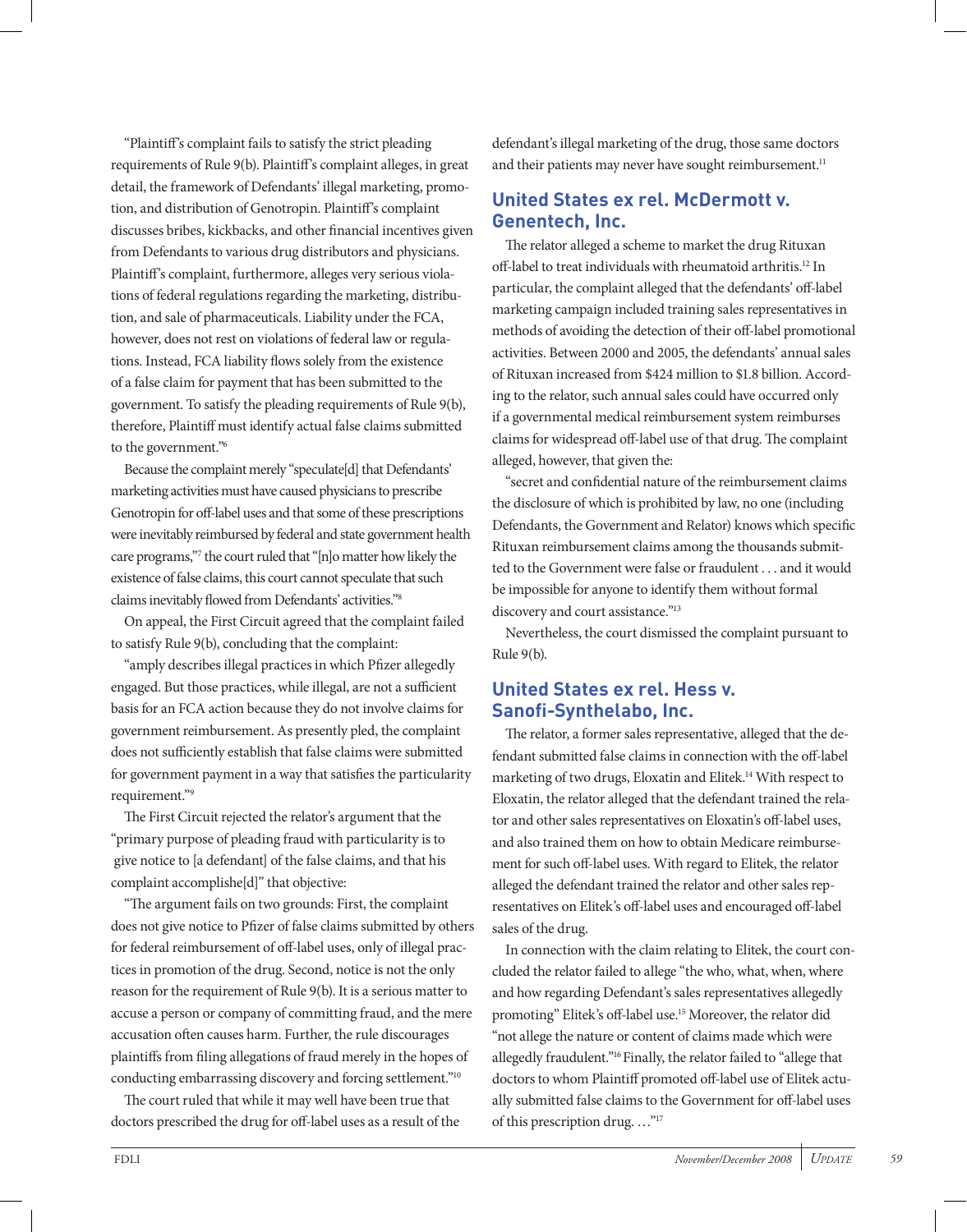"Plaintiff's complaint fails to satisfy the strict pleading requirements of Rule 9(b). Plaintiff's complaint alleges, in great detail, the framework of Defendants' illegal marketing, promotion, and distribution of Genotropin. Plaintiff's complaint discusses bribes, kickbacks, and other financial incentives given from Defendants to various drug distributors and physicians. Plaintiff's complaint, furthermore, alleges very serious violations of federal regulations regarding the marketing, distribution, and sale of pharmaceuticals. Liability under the FCA, however, does not rest on violations of federal law or regulations. Instead, FCA liability flows solely from the existence of a false claim for payment that has been submitted to the government. To satisfy the pleading requirements of Rule 9(b), therefore, Plaintiff must identify actual false claims submitted to the government."[6]

Because the complaint merely "speculate[d] that Defendants' marketing activities must have caused physicians to prescribe Genotropin for off-label uses and that some of these prescriptions were inevitably reimbursed by federal and state government health care programs,"[7] the court ruled that "[n]o matter how likely the existence of false claims, this court cannot speculate that such claims inevitably flowed from Defendants' activities."[8]

On appeal, the First Circuit agreed that the complaint failed to satisfy Rule 9(b), concluding that the complaint:

"amply describes illegal practices in which Pfizer allegedly engaged. But those practices, while illegal, are not a sufficient basis for an FCA action because they do not involve claims for government reimbursement. As presently pled, the complaint does not sufficiently establish that false claims were submitted for government payment in a way that satisfies the particularity requirement."[9]

The First Circuit rejected the relator's argument that the "primary purpose of pleading fraud with particularity is to give notice to [a defendant] of the false claims, and that his complaint accomplishe[d]" that objective:

"The argument fails on two grounds: First, the complaint does not give notice to Pfizer of false claims submitted by others for federal reimbursement of off-label uses, only of illegal practices in promotion of the drug. Second, notice is not the only reason for the requirement of Rule 9(b). It is a serious matter to accuse a person or company of committing fraud, and the mere accusation often causes harm. Further, the rule discourages plaintiffs from filing allegations of fraud merely in the hopes of conducting embarrassing discovery and forcing settlement."[10]

The court ruled that while it may well have been true that doctors prescribed the drug for off-label uses as a result of the defendant's illegal marketing of the drug, those same doctors and their patients may never have sought reimbursement.[11]

## United States ex rel. McDermott v. Genentech, Inc.

The relator alleged a scheme to market the drug Rituxan off-label to treat individuals with rheumatoid arthritis.[12] In particular, the complaint alleged that the defendants' off-label marketing campaign included training sales representatives in methods of avoiding the detection of their off-label promotional activities. Between 2000 and 2005, the defendants' annual sales of Rituxan increased from $424 million to $1.8 billion. According to the relator, such annual sales could have occurred only if a governmental medical reimbursement system reimburses claims for widespread off-label use of that drug. The complaint alleged, however, that given the:

"secret and confidential nature of the reimbursement claims the disclosure of which is prohibited by law, no one (including Defendants, the Government and Relator) knows which specific Rituxan reimbursement claims among the thousands submitted to the Government were false or fraudulent . . . and it would be impossible for anyone to identify them without formal discovery and court assistance."[13]

Nevertheless, the court dismissed the complaint pursuant to Rule 9(b).

## United States ex rel. Hess v. Sanofi-Synthelabo, Inc.

The relator, a former sales representative, alleged that the defendant submitted false claims in connection with the off-label marketing of two drugs, Eloxatin and Elitek.[14] With respect to Eloxatin, the relator alleged that the defendant trained the relator and other sales representatives on Eloxatin's off-label uses, and also trained them on how to obtain Medicare reimbursement for such off-label uses. With regard to Elitek, the relator alleged the defendant trained the relator and other sales representatives on Elitek's off-label uses and encouraged off-label sales of the drug.

In connection with the claim relating to Elitek, the court concluded the relator failed to allege "the who, what, when, where and how regarding Defendant's sales representatives allegedly promoting" Elitek's off-label use.[15] Moreover, the relator did "not allege the nature or content of claims made which were allegedly fraudulent."[16] Finally, the relator failed to "allege that doctors to whom Plaintiff promoted off-label use of Elitek actually submitted false claims to the Government for off-label uses of this prescription drug. …"[17]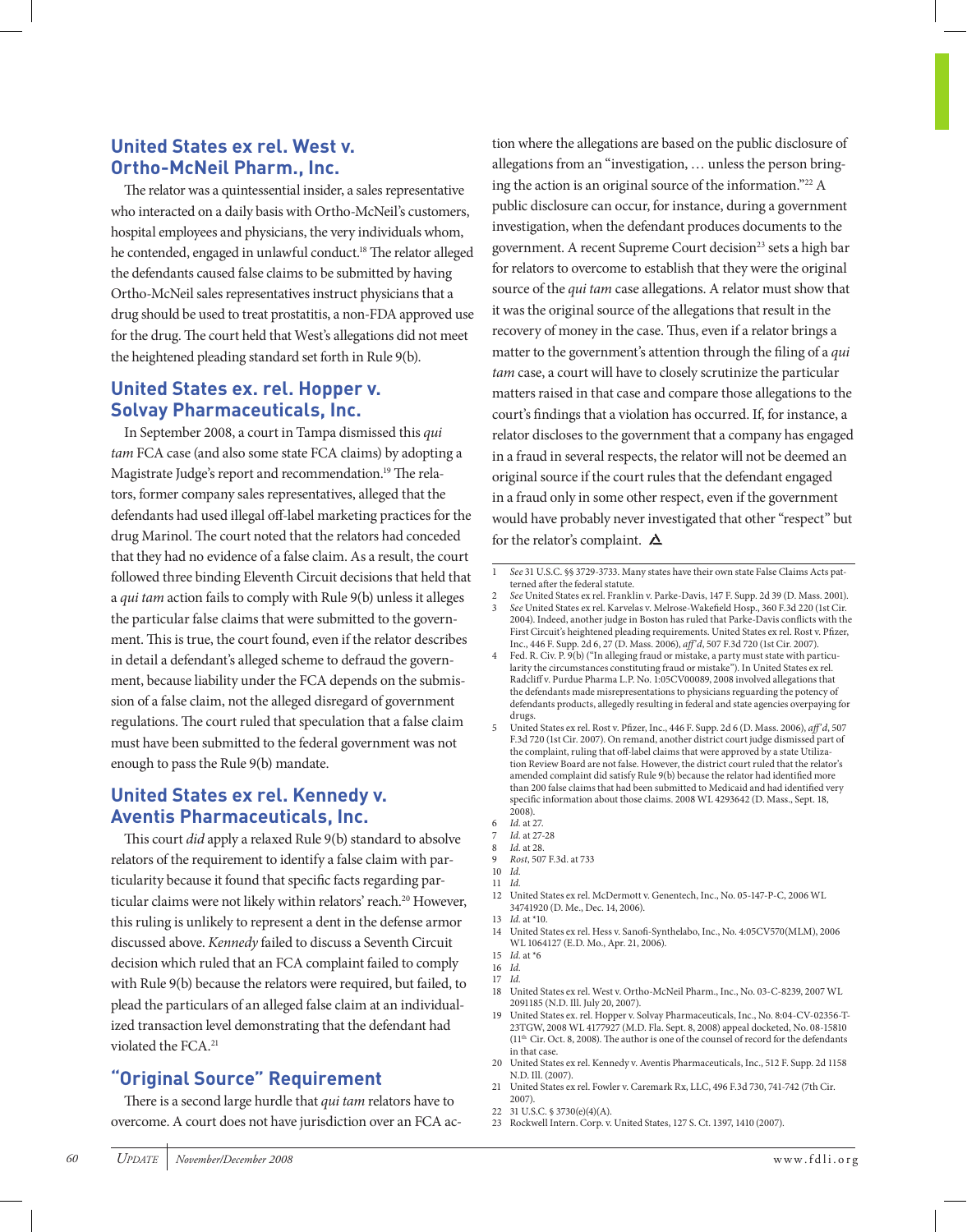## United States ex rel. West v. Ortho-McNeil Pharm., Inc.

The relator was a quintessential insider, a sales representative who interacted on a daily basis with Ortho-McNeil's customers, hospital employees and physicians, the very individuals whom, he contended, engaged in unlawful conduct.[18] The relator alleged the defendants caused false claims to be submitted by having Ortho-McNeil sales representatives instruct physicians that a drug should be used to treat prostatitis, a non-FDA approved use for the drug. The court held that West's allegations did not meet the heightened pleading standard set forth in Rule 9(b).

## United States ex. rel. Hopper v. Solvay Pharmaceuticals, Inc.

In September 2008, a court in Tampa dismissed this *qui tam* FCA case (and also some state FCA claims) by adopting a Magistrate Judge's report and recommendation.[19] The relators, former company sales representatives, alleged that the defendants had used illegal off-label marketing practices for the drug Marinol. The court noted that the relators had conceded that they had no evidence of a false claim. As a result, the court followed three binding Eleventh Circuit decisions that held that a *qui tam* action fails to comply with Rule 9(b) unless it alleges the particular false claims that were submitted to the government. This is true, the court found, even if the relator describes in detail a defendant's alleged scheme to defraud the government, because liability under the FCA depends on the submission of a false claim, not the alleged disregard of government regulations. The court ruled that speculation that a false claim must have been submitted to the federal government was not enough to pass the Rule 9(b) mandate.

## United States ex rel. Kennedy v. Aventis Pharmaceuticals, Inc.

This court *did* apply a relaxed Rule 9(b) standard to absolve relators of the requirement to identify a false claim with particularity because it found that specific facts regarding particular claims were not likely within relators' reach.[20] However, this ruling is unlikely to represent a dent in the defense armor discussed above. *Kennedy* failed to discuss a Seventh Circuit decision which ruled that an FCA complaint failed to comply with Rule 9(b) because the relators were required, but failed, to plead the particulars of an alleged false claim at an individualized transaction level demonstrating that the defendant had violated the FCA.[21]

## "Original Source" Requirement

There is a second large hurdle that *qui tam* relators have to overcome. A court does not have jurisdiction over an FCA action where the allegations are based on the public disclosure of allegations from an "investigation, … unless the person bringing the action is an original source of the information."[22] A public disclosure can occur, for instance, during a government investigation, when the defendant produces documents to the government. A recent Supreme Court decision[23] sets a high bar for relators to overcome to establish that they were the original source of the *qui tam* case allegations. A relator must show that it was the original source of the allegations that result in the recovery of money in the case. Thus, even if a relator brings a matter to the government's attention through the filing of a *qui tam* case, a court will have to closely scrutinize the particular matters raised in that case and compare those allegations to the court's findings that a violation has occurred. If, for instance, a relator discloses to the government that a company has engaged in a fraud in several respects, the relator will not be deemed an original source if the court rules that the defendant engaged in a fraud only in some other respect, even if the government would have probably never investigated that other "respect" but for the relator's complaint.

---

1 *See* 31 U.S.C. §§ 3729-3733. Many states have their own state False Claims Acts patterned after the federal statute.

2 *See* United States ex rel. Franklin v. Parke-Davis, 147 F. Supp. 2d 39 (D. Mass. 2001).

3 *See* United States ex rel. Karvelas v. Melrose-Wakefield Hosp., 360 F.3d 220 (1st Cir. 2004). Indeed, another judge in Boston has ruled that Parke-Davis conflicts with the First Circuit's heightened pleading requirements. United States ex rel. Rost v. Pfizer, Inc., 446 F. Supp. 2d 6, 27 (D. Mass. 2006), *aff'd*, 507 F.3d 720 (1st Cir. 2007).

4 Fed. R. Civ. P. 9(b) ("In alleging fraud or mistake, a party must state with particularity the circumstances constituting fraud or mistake"). In United States ex rel. Radcliff v. Purdue Pharma L.P. No. 1:05CV00089, 2008 involved allegations that the defendants made misrepresentations to physicians reguarding the potency of defendants products, allegedly resulting in federal and state agencies overpaying for drugs.

5 United States ex rel. Rost v. Pfizer, Inc., 446 F. Supp. 2d 6 (D. Mass. 2006), *aff'd*, 507 F.3d 720 (1st Cir. 2007). On remand, another district court judge dismissed part of the complaint, ruling that off-label claims that were approved by a state Utilization Review Board are not false. However, the district court ruled that the relator's amended complaint did satisfy Rule 9(b) because the relator had identified more than 200 false claims that had been submitted to Medicaid and had identified very specific information about those claims. 2008 WL 4293642 (D. Mass., Sept. 18, 2008).

6 *Id.* at 27.

7 *Id.* at 27-28

8 *Id.* at 28.

9 *Rost*, 507 F.3d. at 733

10 *Id.*

11 *Id.*

12 United States ex rel. McDermott v. Genentech, Inc., No. 05-147-P-C, 2006 WL 34741920 (D. Me., Dec. 14, 2006).

13 *Id.* at *10.

14 United States ex rel. Hess v. Sanofi-Synthelabo, Inc., No. 4:05CV570(MLM), 2006 WL 1064127 (E.D. Mo., Apr. 21, 2006).

15 *Id.* at *6

16 *Id.*

17 *Id.*

18 United States ex rel. West v. Ortho-McNeil Pharm., Inc., No. 03-C-8239, 2007 WL 2091185 (N.D. Ill. July 20, 2007).

19 United States ex. rel. Hopper v. Solvay Pharmaceuticals, Inc., No. 8:04-CV-02356-T-23TGW, 2008 WL 4177927 (M.D. Fla. Sept. 8, 2008) appeal docketed, No. 08-15810 (11th Cir. Oct. 8, 2008). The author is one of the counsel of record for the defendants in that case.

20 United States ex rel. Kennedy v. Aventis Pharmaceuticals, Inc., 512 F. Supp. 2d 1158 N.D. Ill. (2007).

21 United States ex rel. Fowler v. Caremark Rx, LLC, 496 F.3d 730, 741-742 (7th Cir. 2007).

22 31 U.S.C. § 3730(e)(4)(A).

23 Rockwell Intern. Corp. v. United States, 127 S. Ct. 1397, 1410 (2007).